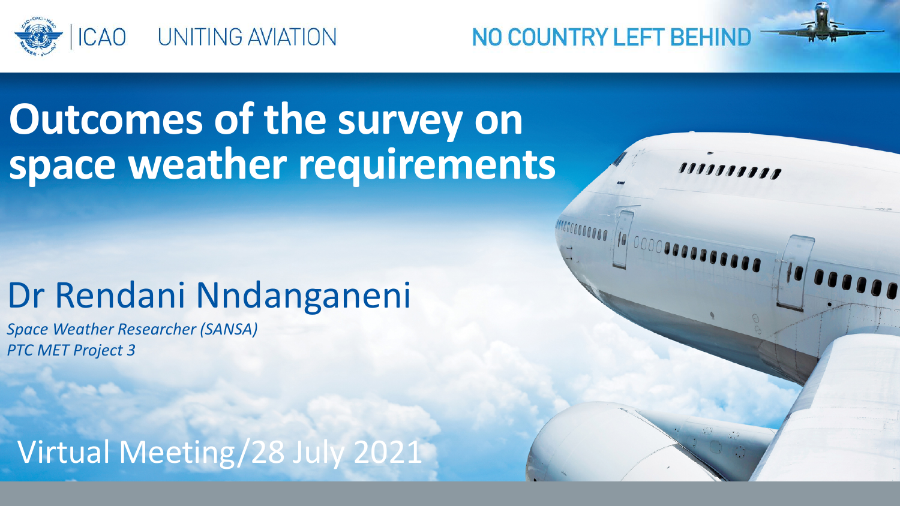ICAO UNITING AVIATION

NO COUNTRY LEFT BEHIND

# Outcomes of the survey on space weather requirements

## Dr Rendani Nndanganeni

*Space Weather Researcher (SANSA)*
*PTC MET Project 3*

Virtual Meeting/28 July 2021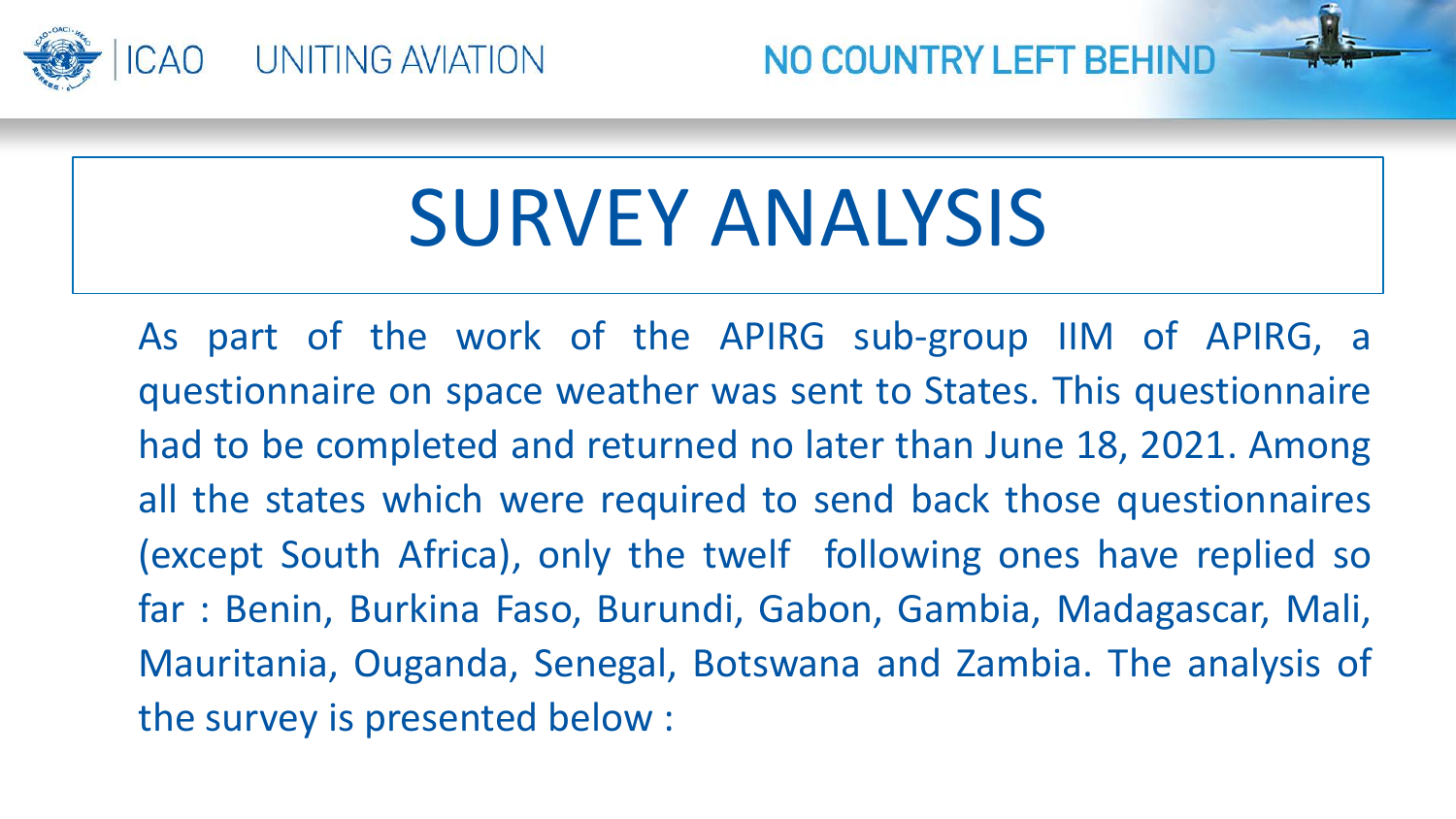# SURVEY ANALYSIS

As part of the work of the APIRG sub-group IIM of APIRG, a questionnaire on space weather was sent to States. This questionnaire had to be completed and returned no later than June 18, 2021. Among all the states which were required to send back those questionnaires (except South Africa), only the twelf following ones have replied so far : Benin, Burkina Faso, Burundi, Gabon, Gambia, Madagascar, Mali, Mauritania, Ouganda, Senegal, Botswana and Zambia. The analysis of the survey is presented below :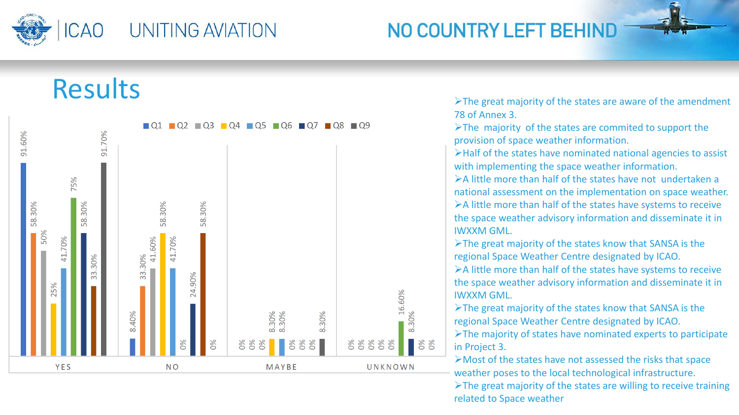# Results

| | Q1 | Q2 | Q3 | Q4 | Q5 | Q6 | Q7 | Q8 | Q9 |
|---|---|---|---|---|---|---|---|---|---|
| YES | 91.60% | 58.30% | 50% | 25% | 41.70% | 75% | 58.30% | 33.30% | 91.70% |
| NO | 8.40% | 33.30% | 41.60% | 58.30% | 41.70% | 0% | 24.90% | 58.30% | 0% |
| MAYBE | 0% | 0% | 0% | 8.30% | 8.30% | 0% | 0% | 0% | 8.30% |
| UNKNOWN | 0% | 0% | 0% | 0% | 0% | 16.60% | 8.30% | 0% | 0% |

- The great majority of the states are aware of the amendment 78 of Annex 3.
- The majority of the states are commited to support the provision of space weather information.
- Half of the states have nominated national agencies to assist with implementing the space weather information.
- A little more than half of the states have not undertaken a national assessment on the implementation on space weather.
- A little more than half of the states have systems to receive the space weather advisory information and disseminate it in IWXXM GML.
- The great majority of the states know that SANSA is the regional Space Weather Centre designated by ICAO.
- A little more than half of the states have systems to receive the space weather advisory information and disseminate it in IWXXM GML.
- The great majority of the states know that SANSA is the regional Space Weather Centre designated by ICAO.
- The majority of states have nominated experts to participate in Project 3.
- Most of the states have not assessed the risks that space weather poses to the local technological infrastructure.
- The great majority of the states are willing to receive training related to Space weather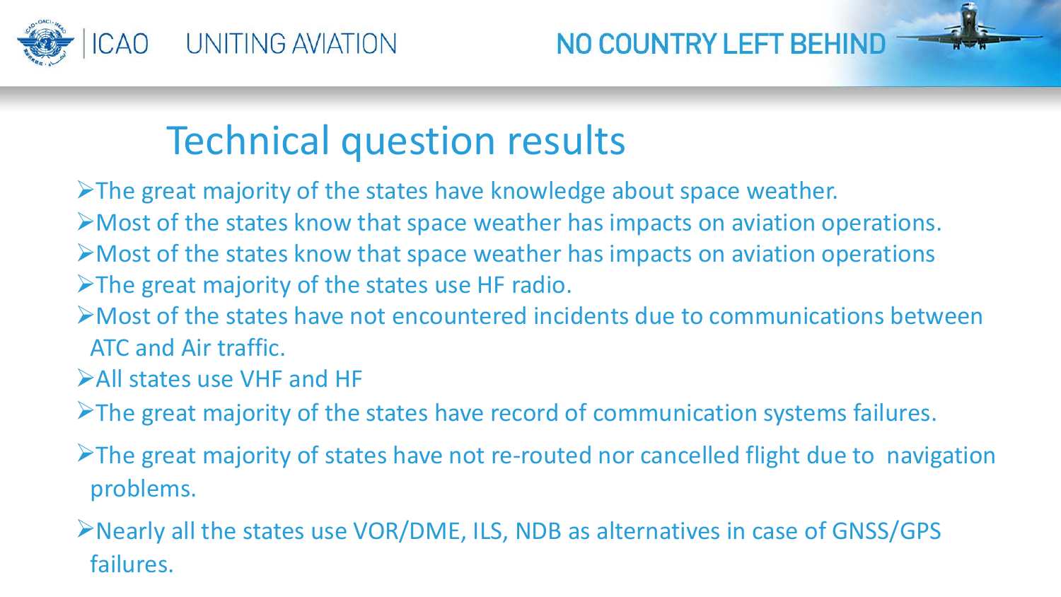# Technical question results

- The great majority of the states have knowledge about space weather.
- Most of the states know that space weather has impacts on aviation operations.
- Most of the states know that space weather has impacts on aviation operations
- The great majority of the states use HF radio.
- Most of the states have not encountered incidents due to communications between ATC and Air traffic.
- All states use VHF and HF
- The great majority of the states have record of communication systems failures.
- The great majority of states have not re-routed nor cancelled flight due to navigation problems.
- Nearly all the states use VOR/DME, ILS, NDB as alternatives in case of GNSS/GPS failures.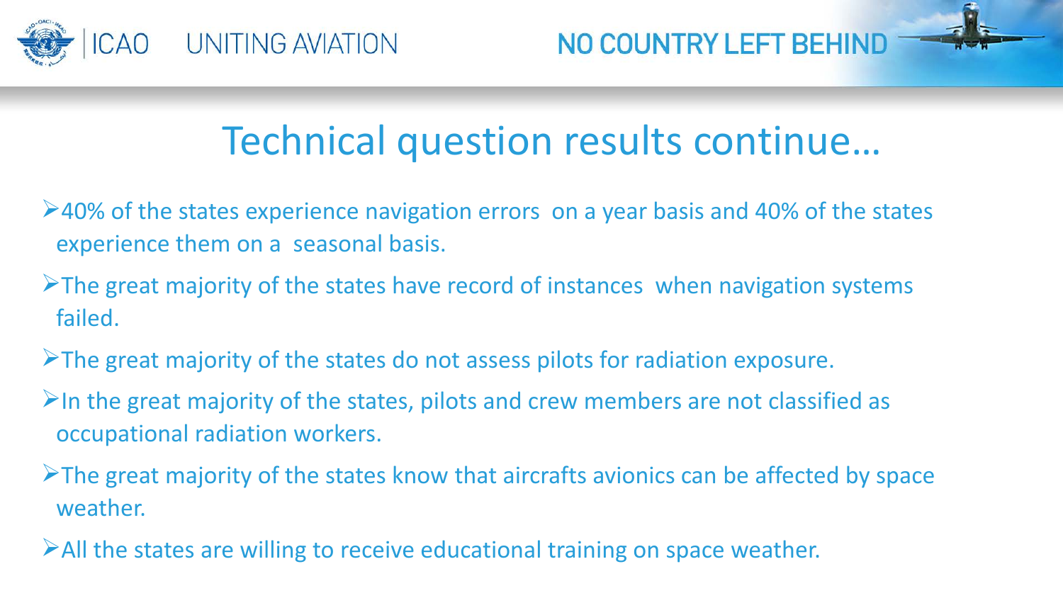# Technical question results continue…

- 40% of the states experience navigation errors on a year basis and 40% of the states experience them on a seasonal basis.
- The great majority of the states have record of instances when navigation systems failed.
- The great majority of the states do not assess pilots for radiation exposure.
- In the great majority of the states, pilots and crew members are not classified as occupational radiation workers.
- The great majority of the states know that aircrafts avionics can be affected by space weather.
- All the states are willing to receive educational training on space weather.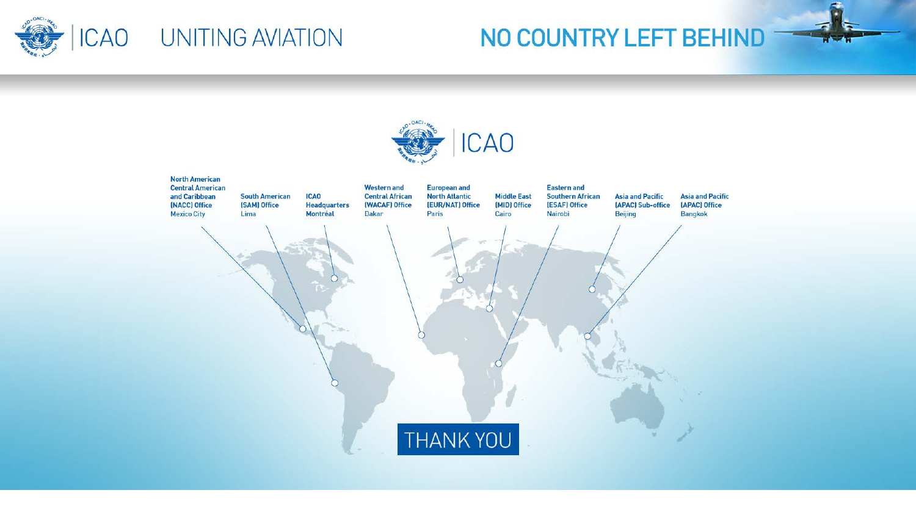ICAO UNITING AVIATION

NO COUNTRY LEFT BEHIND

ICAO

North American Central American and Caribbean (NACC) Office
Mexico City

South American (SAM) Office
Lima

ICAO Headquarters
Montréal

Western and Central African (WACAF) Office
Dakar

European and North Atlantic (EUR/NAT) Office
Paris

Middle East (MID) Office
Cairo

Eastern and Southern African (ESAF) Office
Nairobi

Asia and Pacific (APAC) Sub-office
Beijing

Asia and Pacific (APAC) Office
Bangkok

THANK YOU